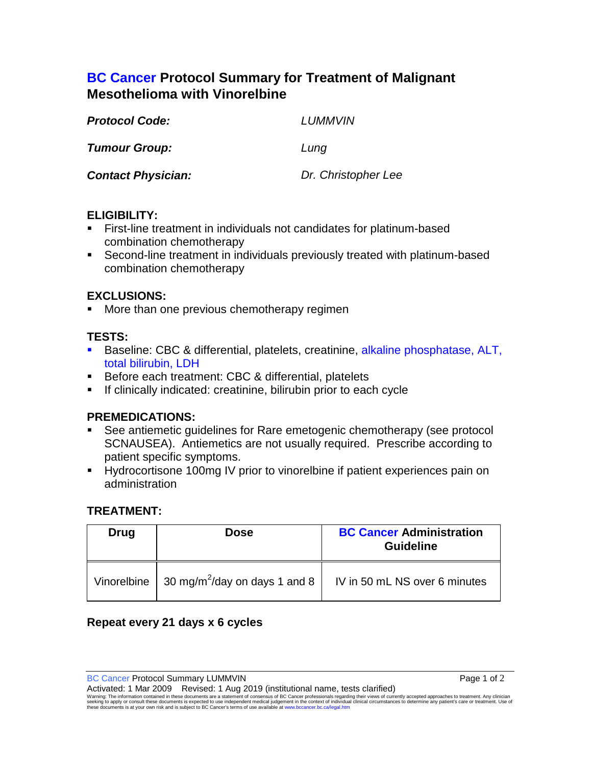# BC Cancer Protocol Summary for Treatment of Malignant Mesothelioma with Vinorelbine

***Protocol Code:*** *LUMMVIN*

***Tumour Group:*** *Lung*

***Contact Physician:*** *Dr. Christopher Lee*

## ELIGIBILITY:

- First-line treatment in individuals not candidates for platinum-based combination chemotherapy
- Second-line treatment in individuals previously treated with platinum-based combination chemotherapy

## EXCLUSIONS:

- More than one previous chemotherapy regimen

## TESTS:

- Baseline: CBC & differential, platelets, creatinine, alkaline phosphatase, ALT, total bilirubin, LDH
- Before each treatment: CBC & differential, platelets
- If clinically indicated: creatinine, bilirubin prior to each cycle

## PREMEDICATIONS:

- See antiemetic guidelines for Rare emetogenic chemotherapy (see protocol SCNAUSEA). Antiemetics are not usually required. Prescribe according to patient specific symptoms.
- Hydrocortisone 100mg IV prior to vinorelbine if patient experiences pain on administration

## TREATMENT:

| Drug | Dose | BC Cancer Administration Guideline |
|---|---|---|
| Vinorelbine | 30 mg/m$^2$/day on days 1 and 8 | IV in 50 mL NS over 6 minutes |

**Repeat every 21 days x 6 cycles**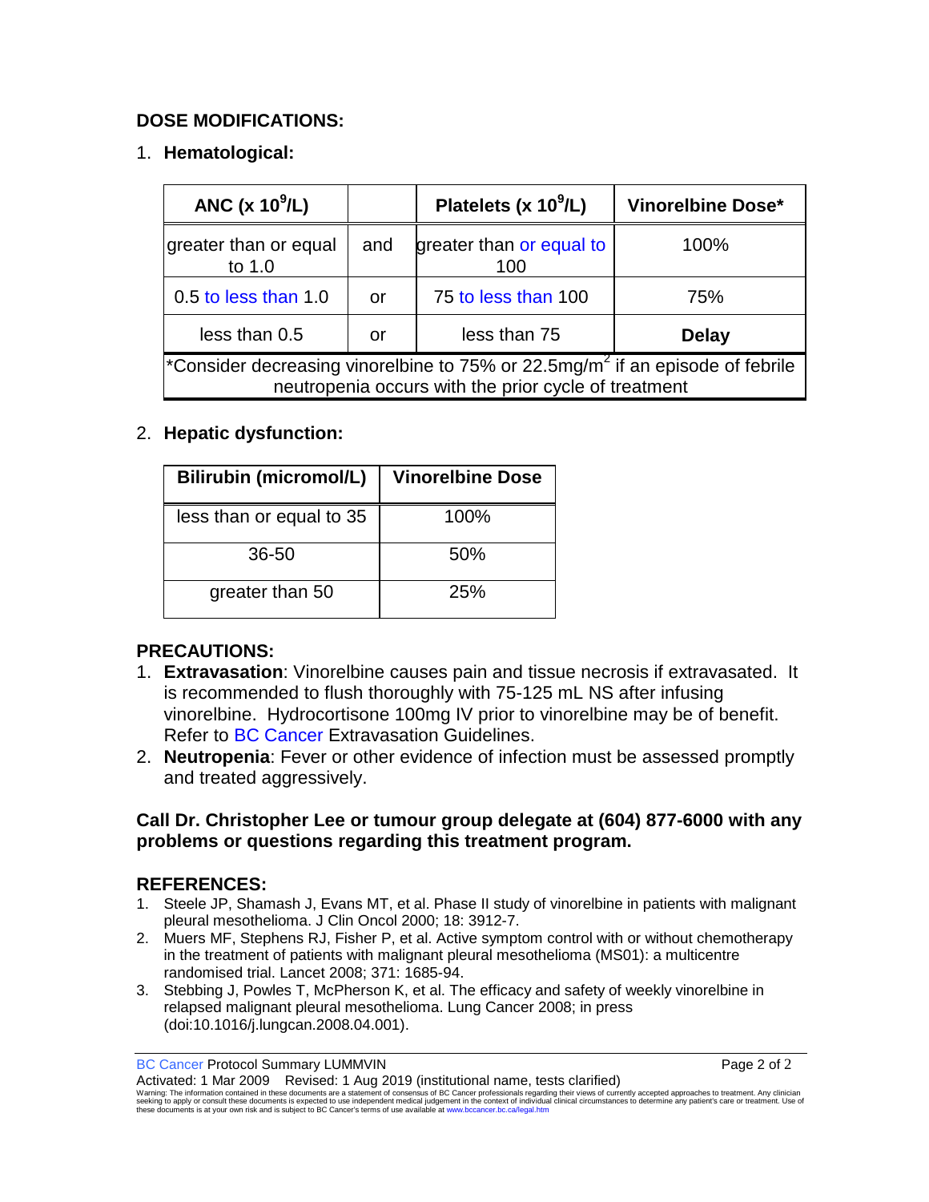## DOSE MODIFICATIONS:

1. **Hematological:**

| ANC (x $10^9$/L) | | Platelets (x $10^9$/L) | Vinorelbine Dose* |
|---|---|---|---|
| greater than or equal to 1.0 | and | greater than or equal to 100 | 100% |
| 0.5 to less than 1.0 | or | 75 to less than 100 | 75% |
| less than 0.5 | or | less than 75 | **Delay** |
| *Consider decreasing vinorelbine to 75% or 22.5mg/m$^2$ if an episode of febrile neutropenia occurs with the prior cycle of treatment | | | |

2. **Hepatic dysfunction:**

| Bilirubin (micromol/L) | Vinorelbine Dose |
|---|---|
| less than or equal to 35 | 100% |
| 36-50 | 50% |
| greater than 50 | 25% |

## PRECAUTIONS:

1. **Extravasation**: Vinorelbine causes pain and tissue necrosis if extravasated. It is recommended to flush thoroughly with 75-125 mL NS after infusing vinorelbine. Hydrocortisone 100mg IV prior to vinorelbine may be of benefit. Refer to BC Cancer Extravasation Guidelines.
2. **Neutropenia**: Fever or other evidence of infection must be assessed promptly and treated aggressively.

**Call Dr. Christopher Lee or tumour group delegate at (604) 877-6000 with any problems or questions regarding this treatment program.**

## REFERENCES:

1. Steele JP, Shamash J, Evans MT, et al. Phase II study of vinorelbine in patients with malignant pleural mesothelioma. J Clin Oncol 2000; 18: 3912-7.
2. Muers MF, Stephens RJ, Fisher P, et al. Active symptom control with or without chemotherapy in the treatment of patients with malignant pleural mesothelioma (MS01): a multicentre randomised trial. Lancet 2008; 371: 1685-94.
3. Stebbing J, Powles T, McPherson K, et al. The efficacy and safety of weekly vinorelbine in relapsed malignant pleural mesothelioma. Lung Cancer 2008; in press (doi:10.1016/j.lungcan.2008.04.001).

BC Cancer Protocol Summary LUMMVIN

Activated: 1 Mar 2009 Revised: 1 Aug 2019 (institutional name, tests clarified)

Warning: The information contained in these documents are a statement of consensus of BC Cancer professionals regarding their views of currently accepted approaches to treatment. Any clinician seeking to apply or consult these documents is expected to use independent medical judgement in the context of individual clinical circumstances to determine any patient's care or treatment. Use of these documents is at your own risk and is subject to BC Cancer's terms of use available at www.bccancer.bc.ca/legal.htm